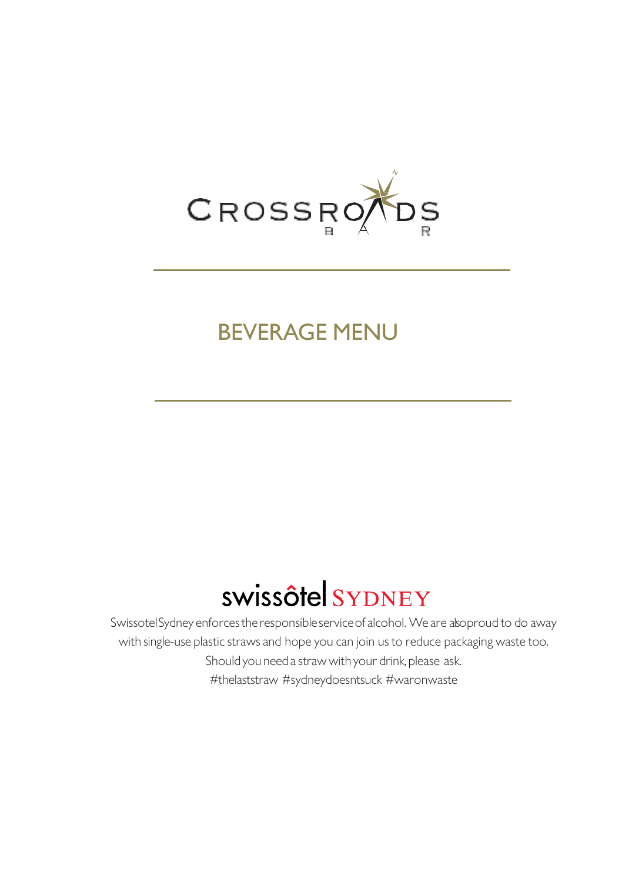# CROSSROADS BAR

## BEVERAGE MENU

swissôtel SYDNEY

Swissotel Sydney enforces the responsible service of alcohol. We are also proud to do away with single-use plastic straws and hope you can join us to reduce packaging waste too. Should you need a straw with your drink, please ask.
#thelaststraw #sydneydoesntsuck #waronwaste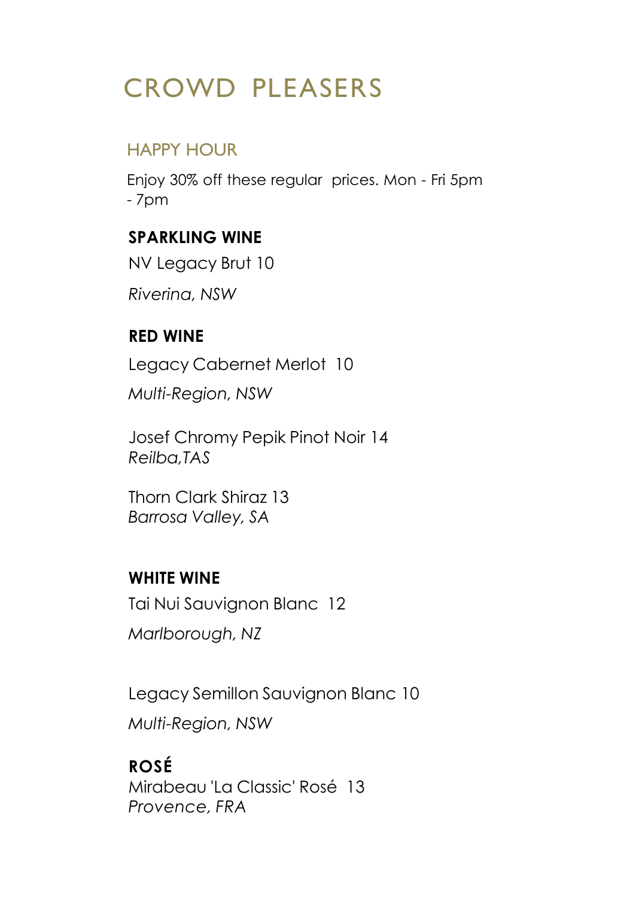# CROWD PLEASERS

## HAPPY HOUR

Enjoy 30% off these regular prices. Mon - Fri 5pm - 7pm

### SPARKLING WINE

NV Legacy Brut 10

*Riverina, NSW*

### RED WINE

Legacy Cabernet Merlot 10

*Multi-Region, NSW*

Josef Chromy Pepik Pinot Noir 14
*Reilba,TAS*

Thorn Clark Shiraz 13
*Barrosa Valley, SA*

### WHITE WINE

Tai Nui Sauvignon Blanc 12

*Marlborough, NZ*

Legacy Semillon Sauvignon Blanc 10

*Multi-Region, NSW*

### ROSÉ

Mirabeau 'La Classic' Rosé 13
*Provence, FRA*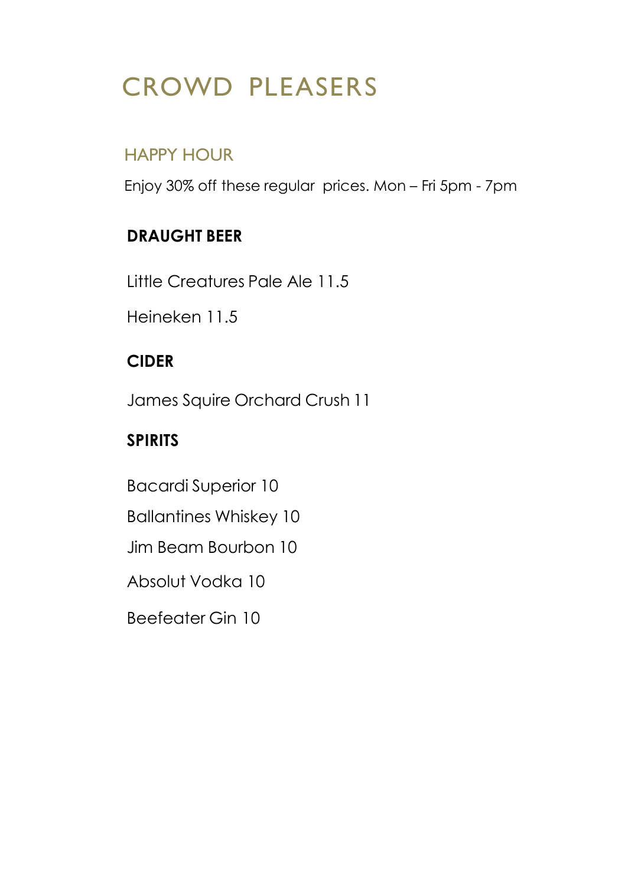# CROWD PLEASERS

## HAPPY HOUR

Enjoy 30% off these regular prices. Mon – Fri 5pm - 7pm

### DRAUGHT BEER

Little Creatures Pale Ale 11.5

Heineken 11.5

### CIDER

James Squire Orchard Crush 11

### SPIRITS

Bacardi Superior 10

Ballantines Whiskey 10

Jim Beam Bourbon 10

Absolut Vodka 10

Beefeater Gin 10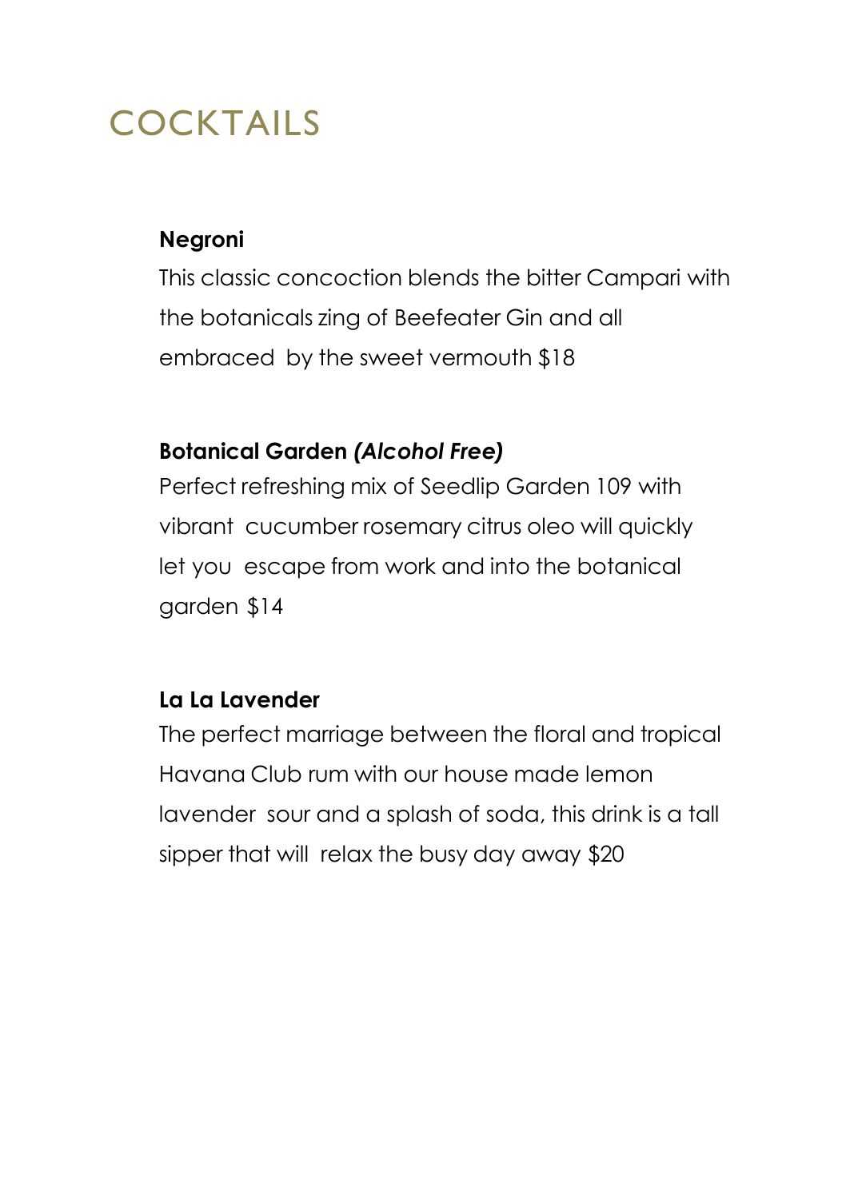# COCKTAILS

**Negroni**

This classic concoction blends the bitter Campari with the botanicals zing of Beefeater Gin and all embraced by the sweet vermouth $18

**Botanical Garden *(Alcohol Free)***

Perfect refreshing mix of Seedlip Garden 109 with vibrant cucumber rosemary citrus oleo will quickly let you escape from work and into the botanical garden $14

**La La Lavender**

The perfect marriage between the floral and tropical Havana Club rum with our house made lemon lavender sour and a splash of soda, this drink is a tall sipper that will relax the busy day away $20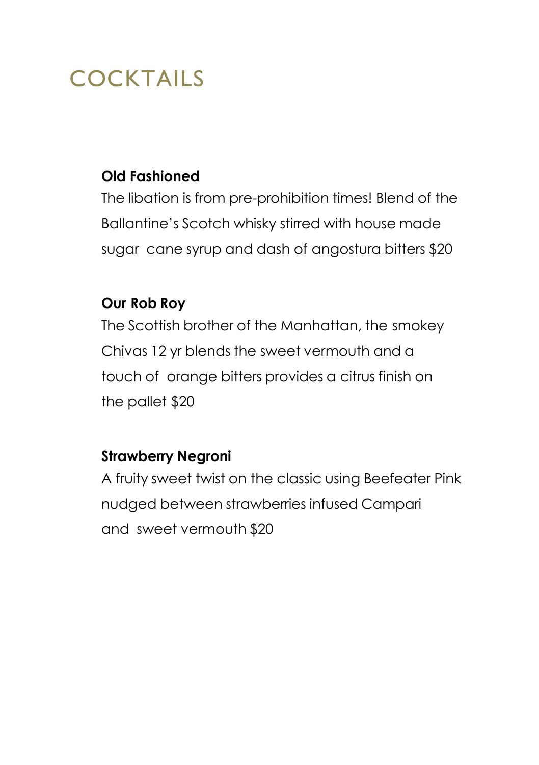# COCKTAILS

**Old Fashioned**

The libation is from pre-prohibition times! Blend of the Ballantine's Scotch whisky stirred with house made sugar cane syrup and dash of angostura bitters $20

**Our Rob Roy**

The Scottish brother of the Manhattan, the smokey Chivas 12 yr blends the sweet vermouth and a touch of orange bitters provides a citrus finish on the pallet $20

**Strawberry Negroni**

A fruity sweet twist on the classic using Beefeater Pink nudged between strawberries infused Campari and sweet vermouth $20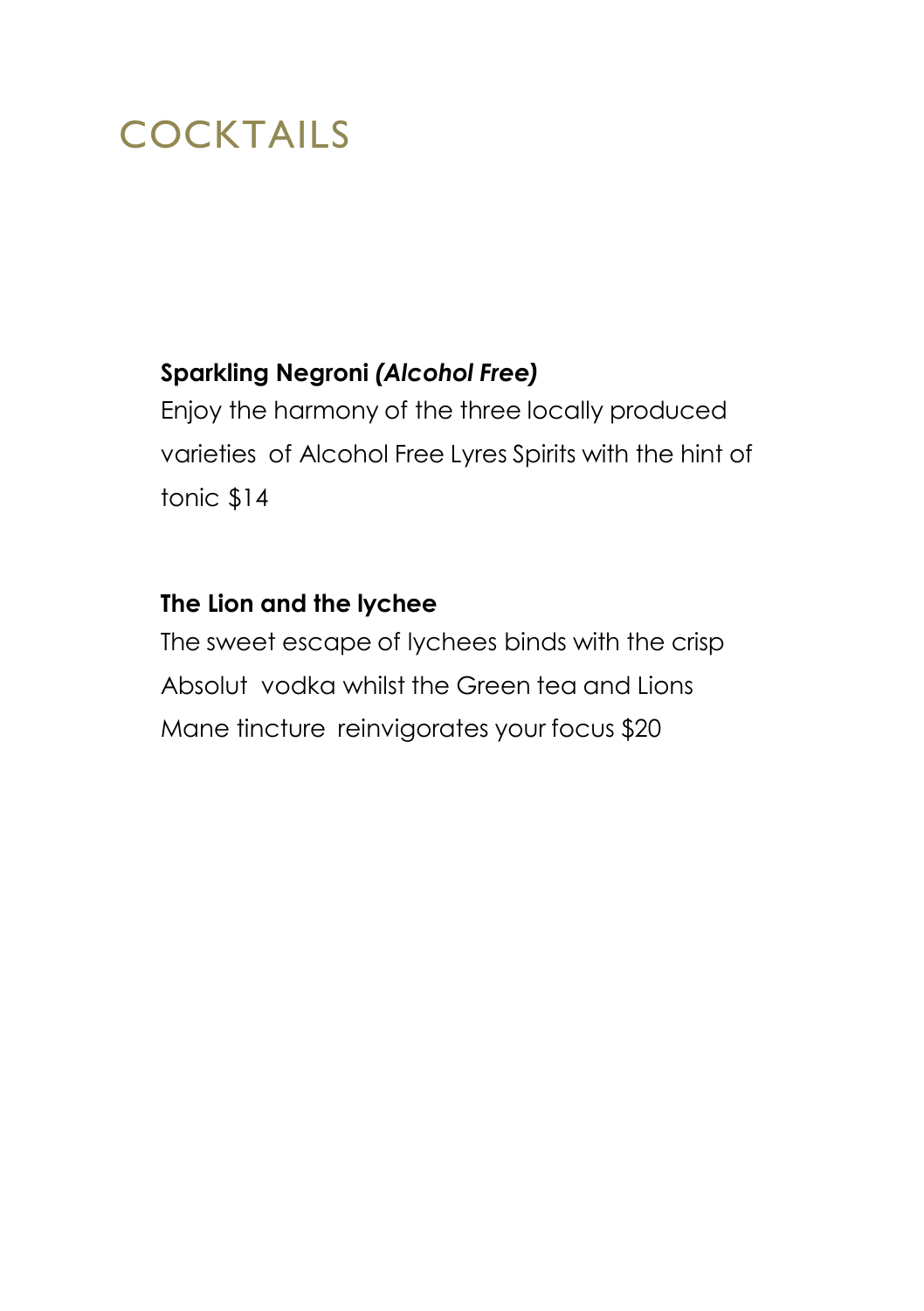# COCKTAILS

**Sparkling Negroni *(Alcohol Free)***

Enjoy the harmony of the three locally produced varieties of Alcohol Free Lyres Spirits with the hint of tonic $14

**The Lion and the lychee**

The sweet escape of lychees binds with the crisp Absolut vodka whilst the Green tea and Lions Mane tincture reinvigorates your focus $20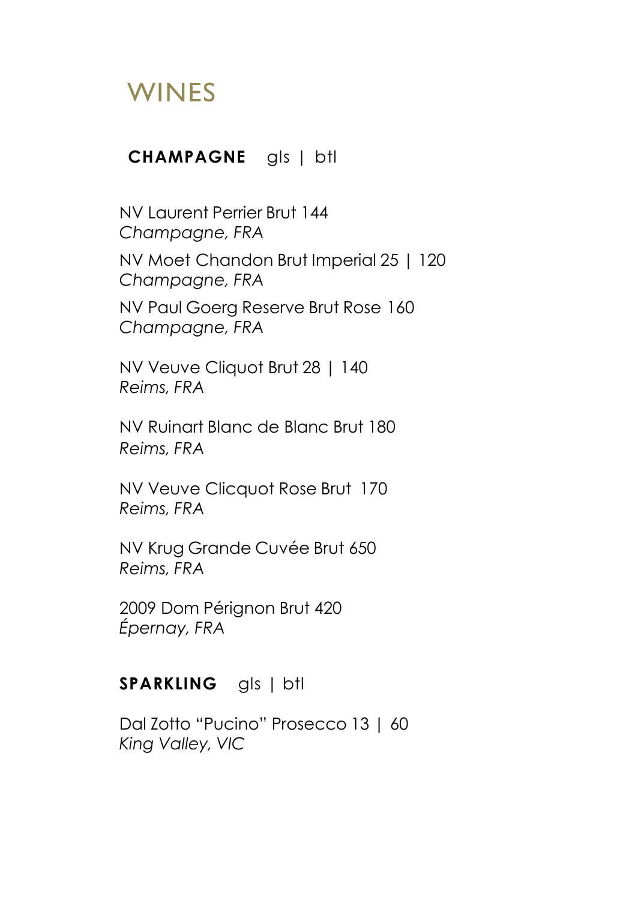# WINES

**CHAMPAGNE** gls | btl

NV Laurent Perrier Brut 144
*Champagne, FRA*

NV Moet Chandon Brut Imperial 25 | 120
*Champagne, FRA*

NV Paul Goerg Reserve Brut Rose 160
*Champagne, FRA*

NV Veuve Cliquot Brut 28 | 140
*Reims, FRA*

NV Ruinart Blanc de Blanc Brut 180
*Reims, FRA*

NV Veuve Clicquot Rose Brut 170
*Reims, FRA*

NV Krug Grande Cuvée Brut 650
*Reims, FRA*

2009 Dom Pérignon Brut 420
*Épernay, FRA*

**SPARKLING** gls | btl

Dal Zotto "Pucino" Prosecco 13 | 60
*King Valley, VIC*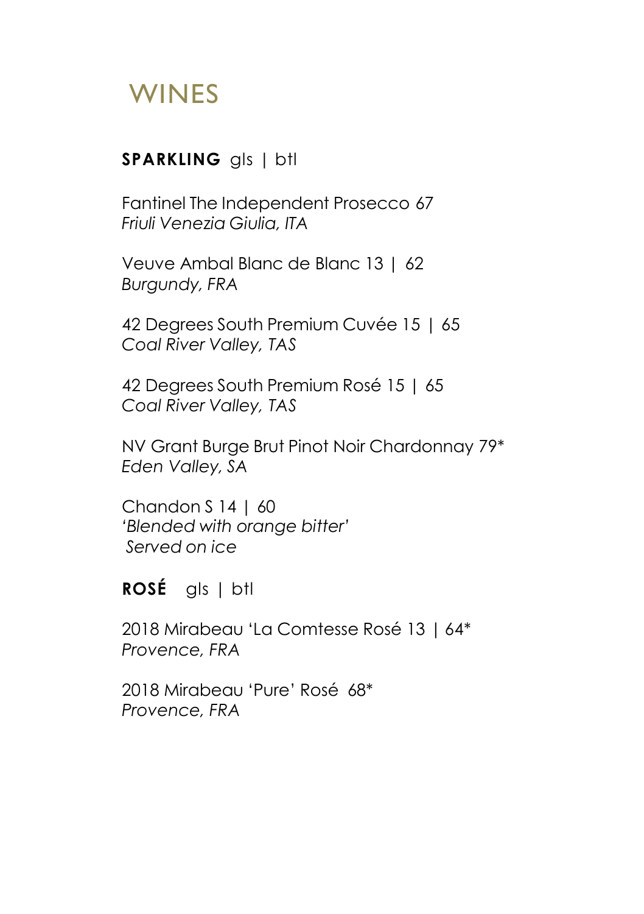# WINES

**SPARKLING** gls | btl

Fantinel The Independent Prosecco 67
*Friuli Venezia Giulia, ITA*

Veuve Ambal Blanc de Blanc 13 | 62
*Burgundy, FRA*

42 Degrees South Premium Cuvée 15 | 65
*Coal River Valley, TAS*

42 Degrees South Premium Rosé 15 | 65
*Coal River Valley, TAS*

NV Grant Burge Brut Pinot Noir Chardonnay 79*
*Eden Valley, SA*

Chandon S 14 | 60
'*Blended with orange bitter'*
*Served on ice*

**ROSÉ** gls | btl

2018 Mirabeau 'La Comtesse Rosé 13 | 64*
*Provence, FRA*

2018 Mirabeau 'Pure' Rosé 68*
*Provence, FRA*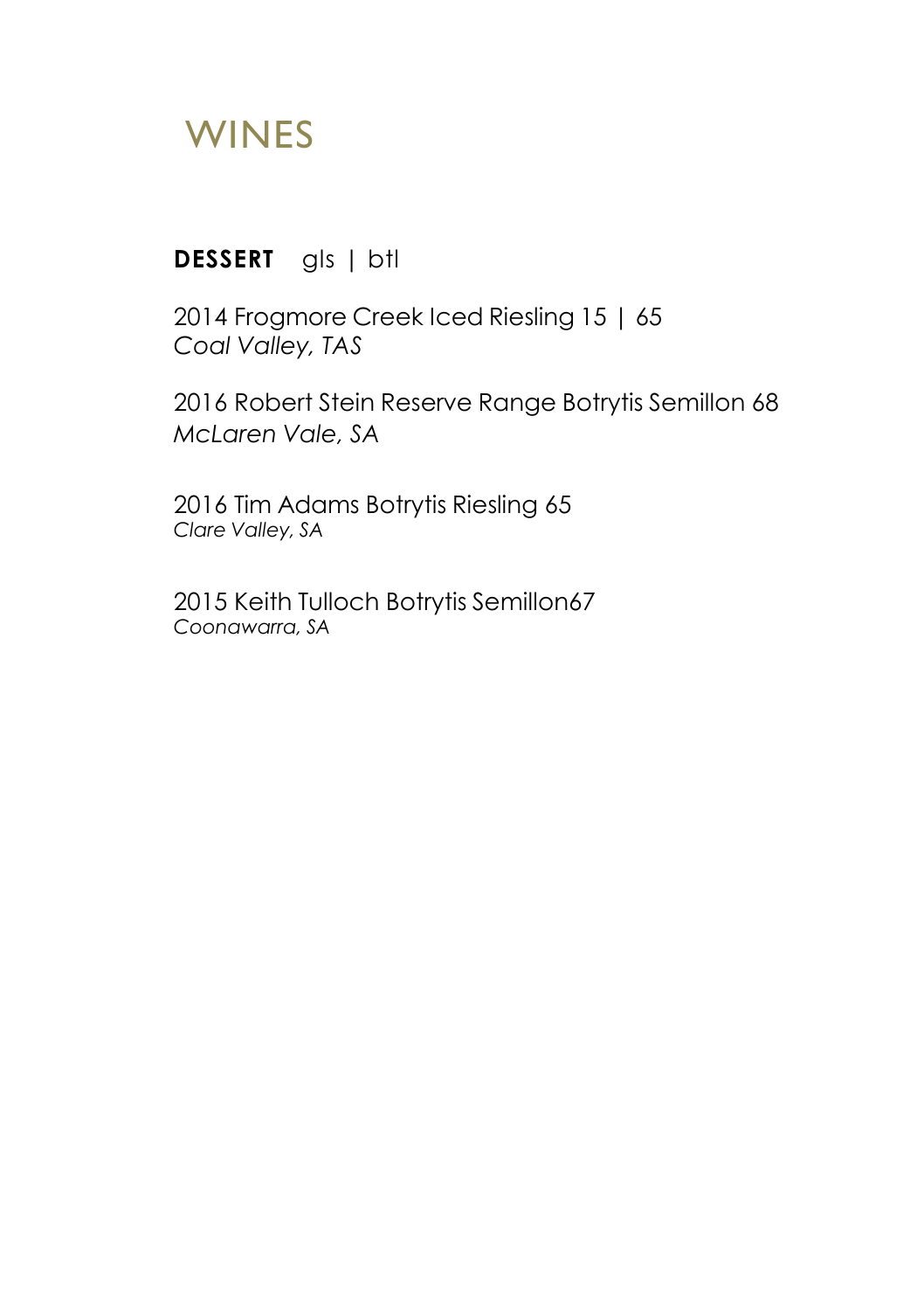# WINES

**DESSERT** gls | btl

2014 Frogmore Creek Iced Riesling 15 | 65
*Coal Valley, TAS*

2016 Robert Stein Reserve Range Botrytis Semillon 68
*McLaren Vale, SA*

2016 Tim Adams Botrytis Riesling 65
*Clare Valley, SA*

2015 Keith Tulloch Botrytis Semillon67
*Coonawarra, SA*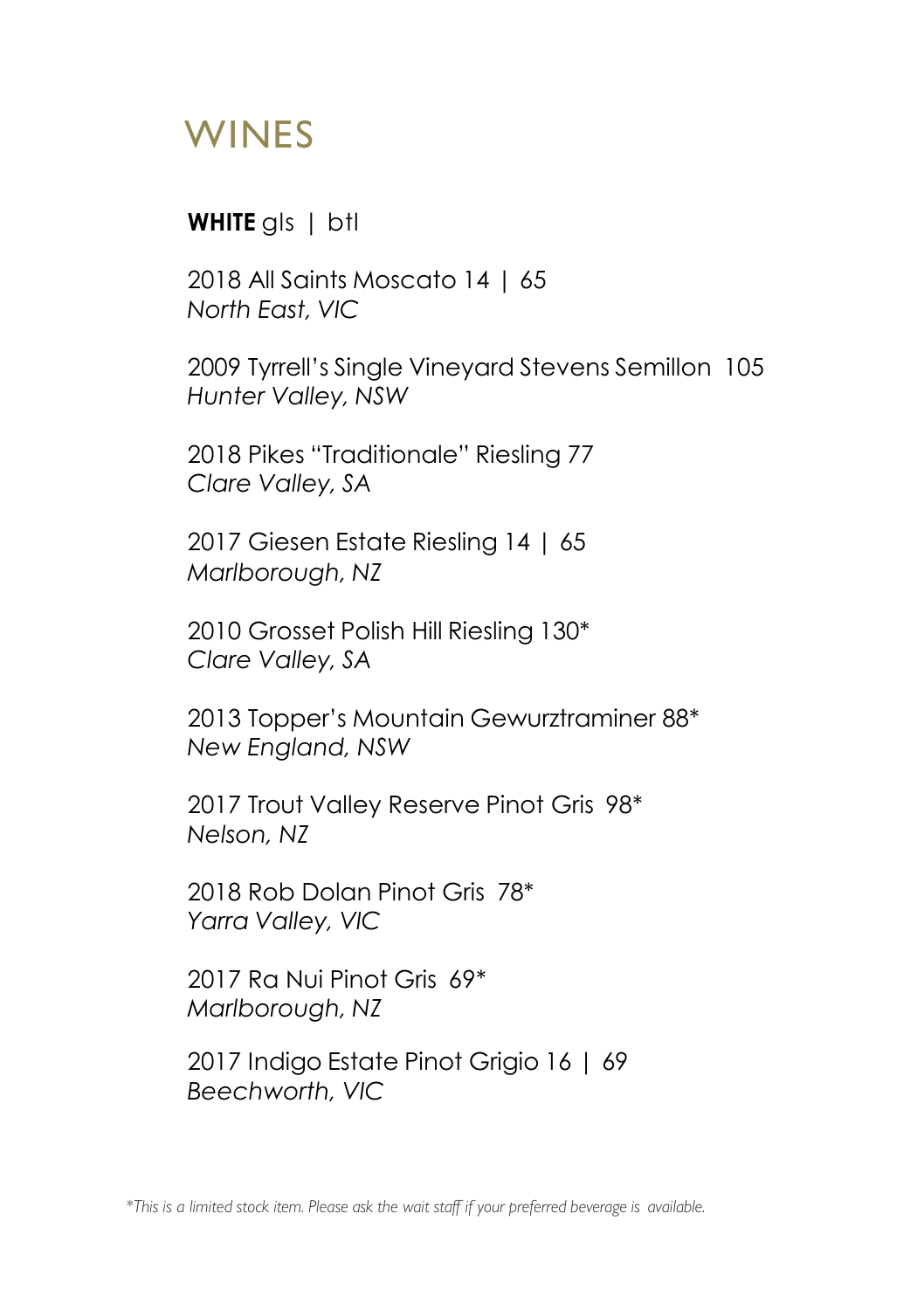# WINES

**WHITE** gls | btl

2018 All Saints Moscato 14 | 65
*North East, VIC*

2009 Tyrrell's Single Vineyard Stevens Semillon 105
*Hunter Valley, NSW*

2018 Pikes "Traditionale" Riesling 77
*Clare Valley, SA*

2017 Giesen Estate Riesling 14 | 65
*Marlborough, NZ*

2010 Grosset Polish Hill Riesling 130*
*Clare Valley, SA*

2013 Topper's Mountain Gewurztraminer 88*
*New England, NSW*

2017 Trout Valley Reserve Pinot Gris 98*
*Nelson, NZ*

2018 Rob Dolan Pinot Gris 78*
*Yarra Valley, VIC*

2017 Ra Nui Pinot Gris 69*
*Marlborough, NZ*

2017 Indigo Estate Pinot Grigio 16 | 69
*Beechworth, VIC*

*\*This is a limited stock item. Please ask the wait staff if your preferred beverage is available.*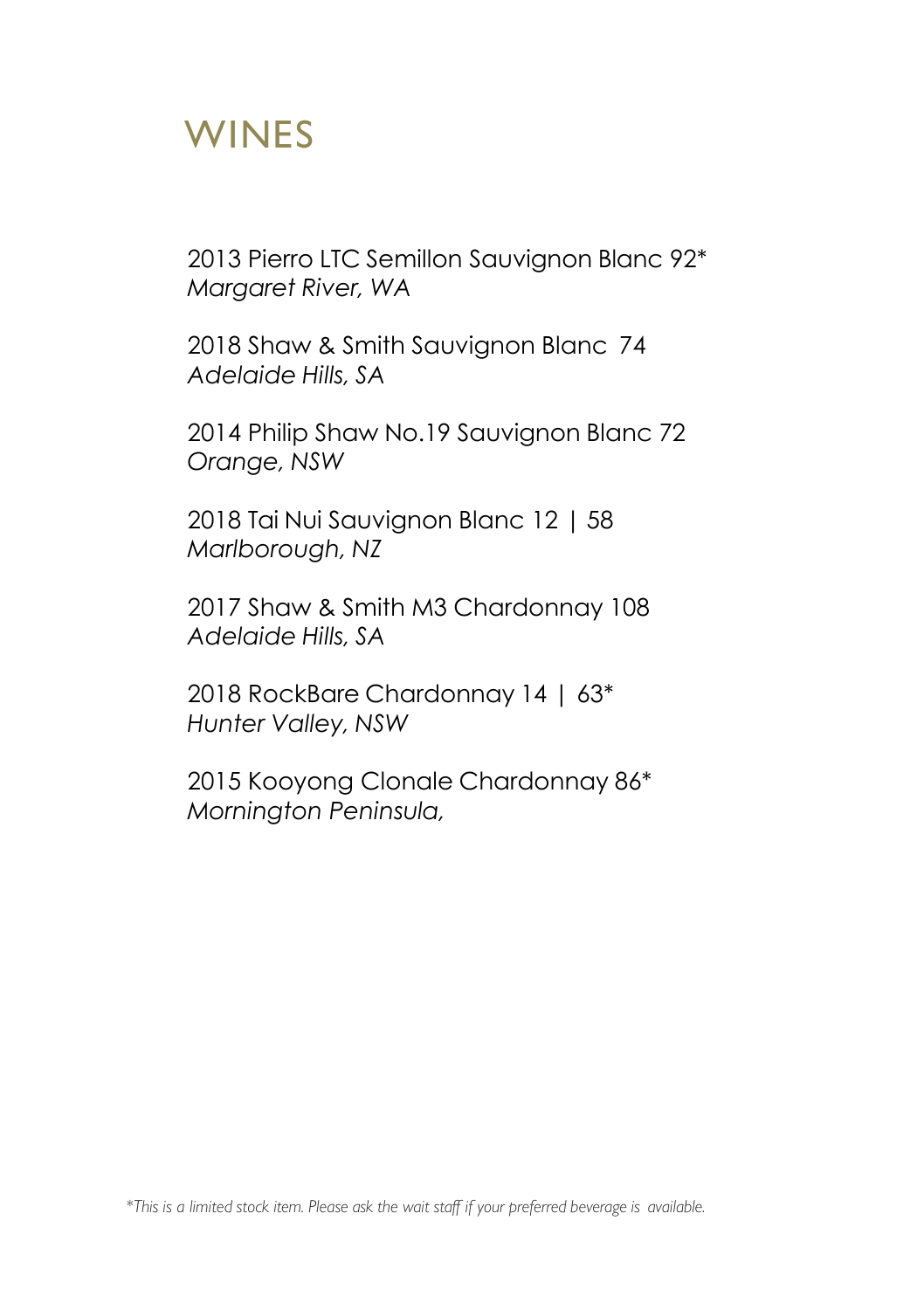# WINES

2013 Pierro LTC Semillon Sauvignon Blanc 92*
*Margaret River, WA*

2018 Shaw & Smith Sauvignon Blanc 74
*Adelaide Hills, SA*

2014 Philip Shaw No.19 Sauvignon Blanc 72
*Orange, NSW*

2018 Tai Nui Sauvignon Blanc 12 | 58
*Marlborough, NZ*

2017 Shaw & Smith M3 Chardonnay 108
*Adelaide Hills, SA*

2018 RockBare Chardonnay 14 | 63*
*Hunter Valley, NSW*

2015 Kooyong Clonale Chardonnay 86*
*Mornington Peninsula,*

*\*This is a limited stock item. Please ask the wait staff if your preferred beverage is available.*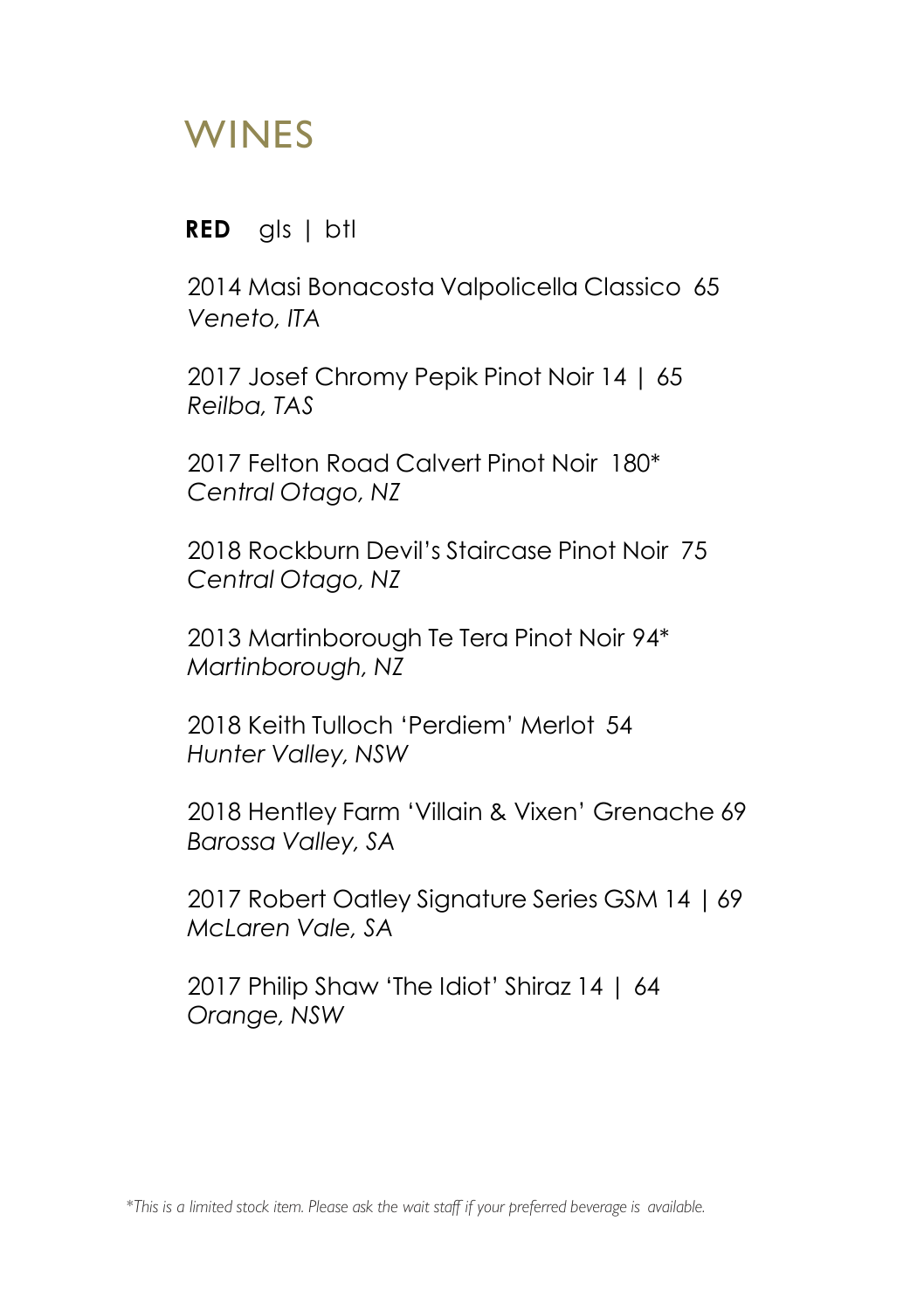# WINES

**RED** gls | btl

2014 Masi Bonacosta Valpolicella Classico 65
*Veneto, ITA*

2017 Josef Chromy Pepik Pinot Noir 14 | 65
*Reilba, TAS*

2017 Felton Road Calvert Pinot Noir 180*
*Central Otago, NZ*

2018 Rockburn Devil's Staircase Pinot Noir 75
*Central Otago, NZ*

2013 Martinborough Te Tera Pinot Noir 94*
*Martinborough, NZ*

2018 Keith Tulloch 'Perdiem' Merlot 54
*Hunter Valley, NSW*

2018 Hentley Farm 'Villain & Vixen' Grenache 69
*Barossa Valley, SA*

2017 Robert Oatley Signature Series GSM 14 | 69
*McLaren Vale, SA*

2017 Philip Shaw 'The Idiot' Shiraz 14 | 64
*Orange, NSW*

*\*This is a limited stock item. Please ask the wait staff if your preferred beverage is available.*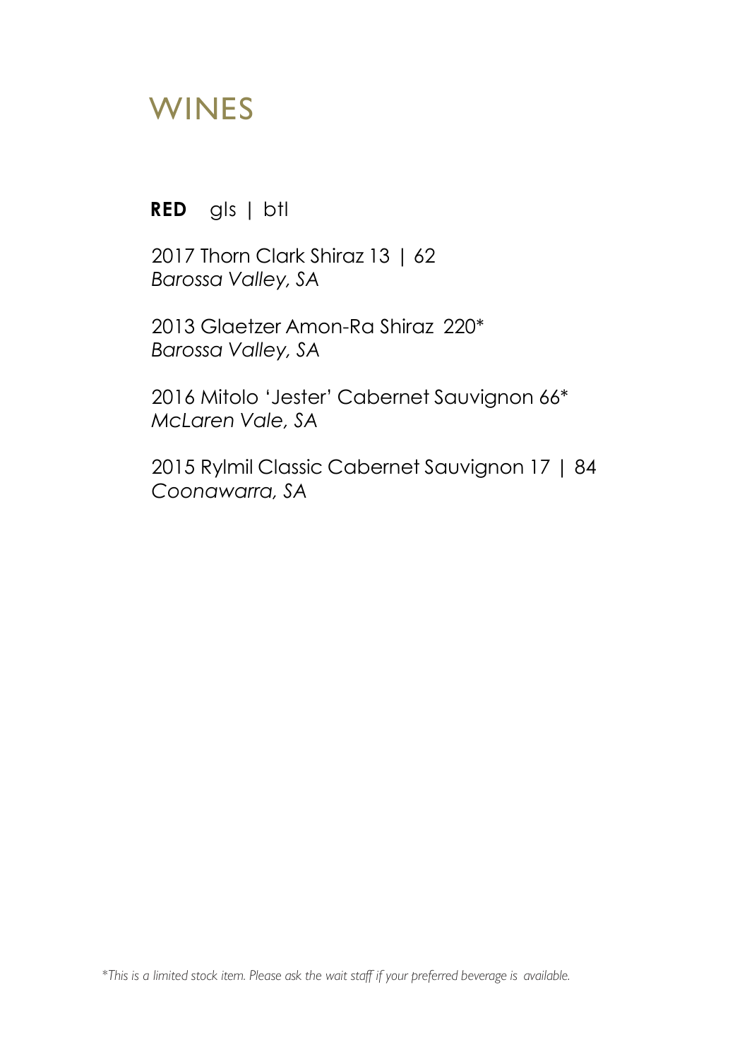# WINES

**RED** gls | btl

2017 Thorn Clark Shiraz 13 | 62
*Barossa Valley, SA*

2013 Glaetzer Amon-Ra Shiraz 220*
*Barossa Valley, SA*

2016 Mitolo 'Jester' Cabernet Sauvignon 66*
*McLaren Vale, SA*

2015 Rylmil Classic Cabernet Sauvignon 17 | 84
*Coonawarra, SA*

*\*This is a limited stock item. Please ask the wait staff if your preferred beverage is available.*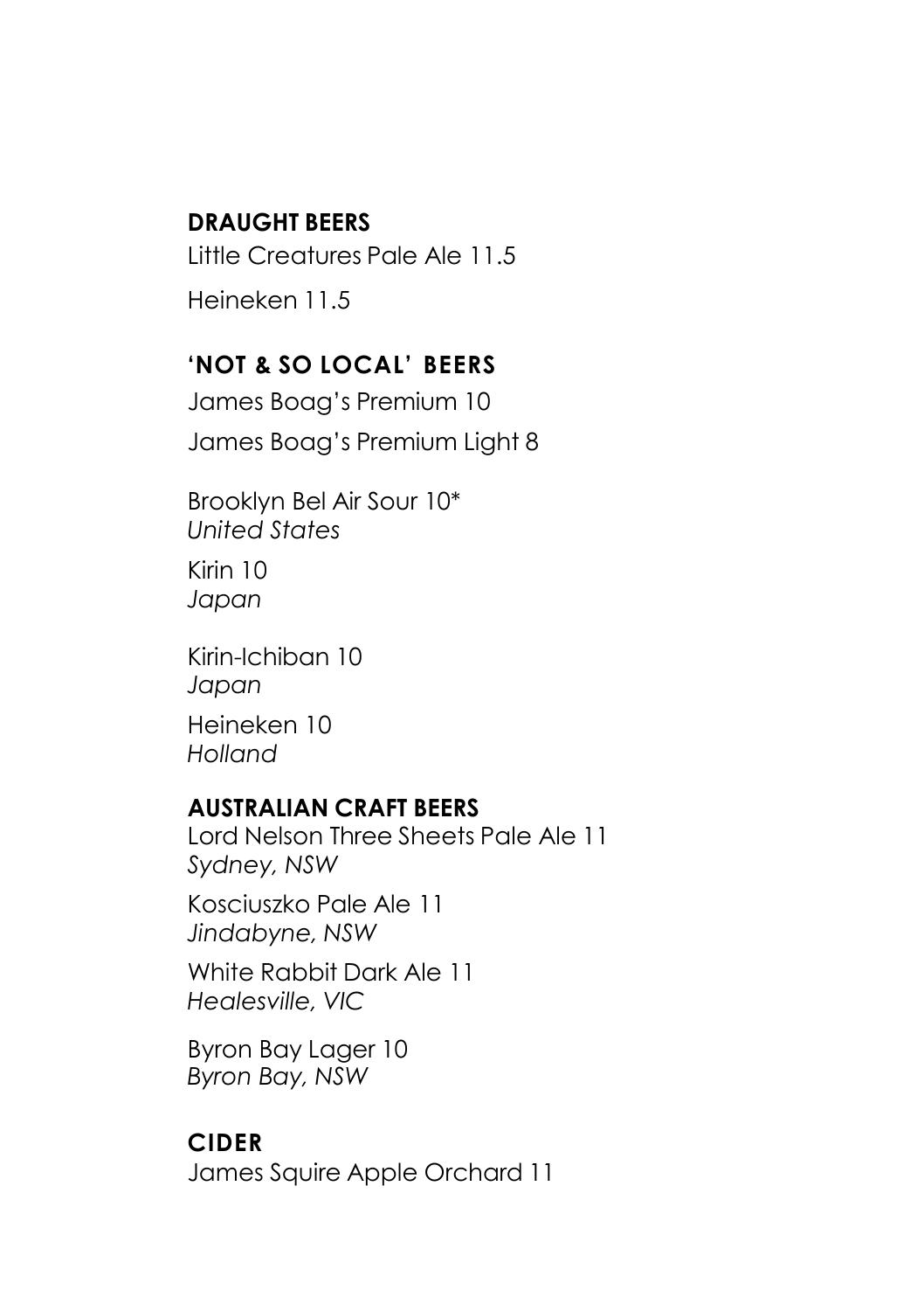## DRAUGHT BEERS

Little Creatures Pale Ale 11.5

Heineken 11.5

## 'NOT & SO LOCAL' BEERS

James Boag's Premium 10

James Boag's Premium Light 8

Brooklyn Bel Air Sour 10*
*United States*

Kirin 10
*Japan*

Kirin-Ichiban 10
*Japan*

Heineken 10
*Holland*

## AUSTRALIAN CRAFT BEERS

Lord Nelson Three Sheets Pale Ale 11
*Sydney, NSW*

Kosciuszko Pale Ale 11
*Jindabyne, NSW*

White Rabbit Dark Ale 11
*Healesville, VIC*

Byron Bay Lager 10
*Byron Bay, NSW*

## CIDER

James Squire Apple Orchard 11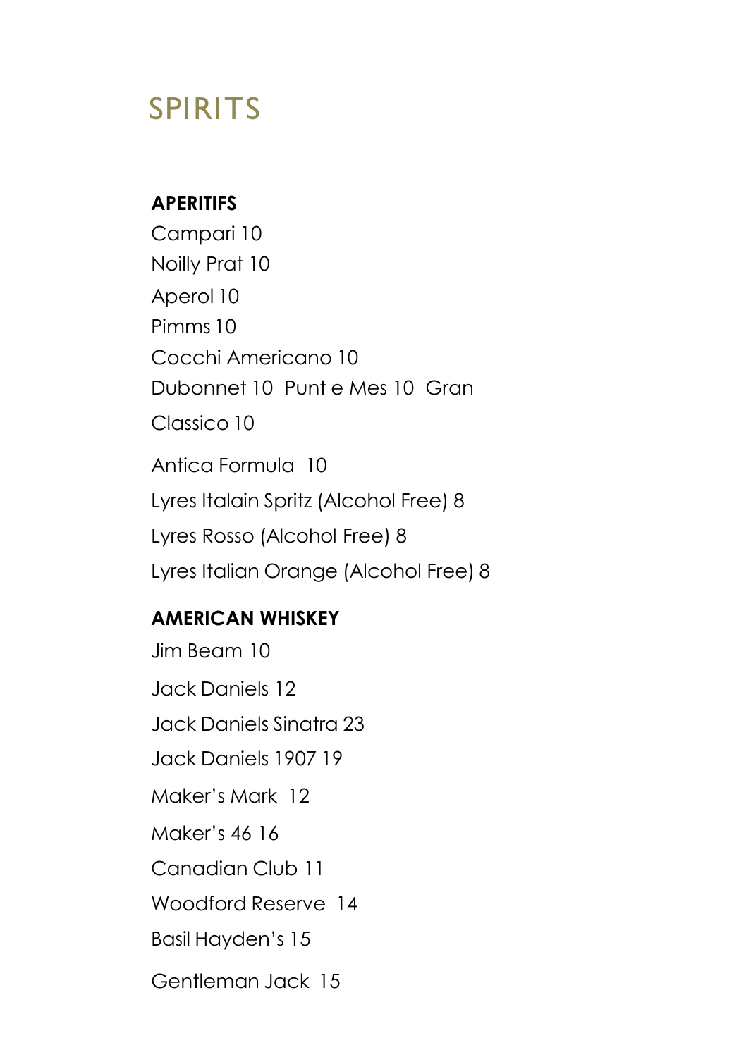# SPIRITS

**APERITIFS**

Campari 10

Noilly Prat 10

Aperol 10

Pimms 10

Cocchi Americano 10

Dubonnet 10  Punt e Mes 10  Gran

Classico 10

Antica Formula  10

Lyres Italain Spritz (Alcohol Free) 8

Lyres Rosso (Alcohol Free) 8

Lyres Italian Orange (Alcohol Free) 8

**AMERICAN WHISKEY**

Jim Beam 10

Jack Daniels 12

Jack Daniels Sinatra 23

Jack Daniels 1907 19

Maker's Mark  12

Maker's 46 16

Canadian Club 11

Woodford Reserve  14

Basil Hayden's 15

Gentleman Jack  15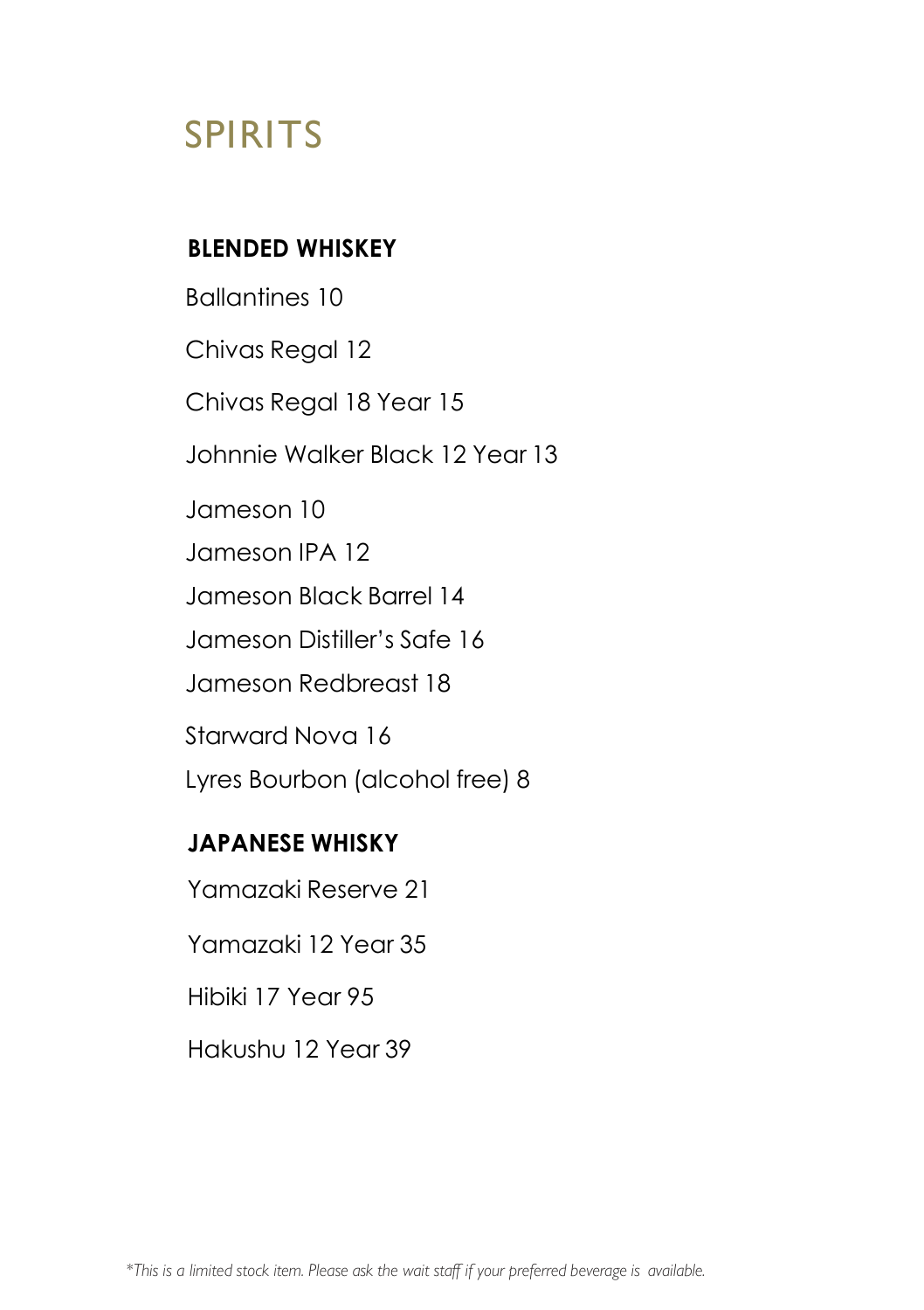# SPIRITS

## BLENDED WHISKEY

Ballantines 10

Chivas Regal 12

Chivas Regal 18 Year 15

Johnnie Walker Black 12 Year 13

Jameson 10

Jameson IPA 12

Jameson Black Barrel 14

Jameson Distiller's Safe 16

Jameson Redbreast 18

Starward Nova 16

Lyres Bourbon (alcohol free) 8

## JAPANESE WHISKY

Yamazaki Reserve 21

Yamazaki 12 Year 35

Hibiki 17 Year 95

Hakushu 12 Year 39

*\*This is a limited stock item. Please ask the wait staff if your preferred beverage is available.*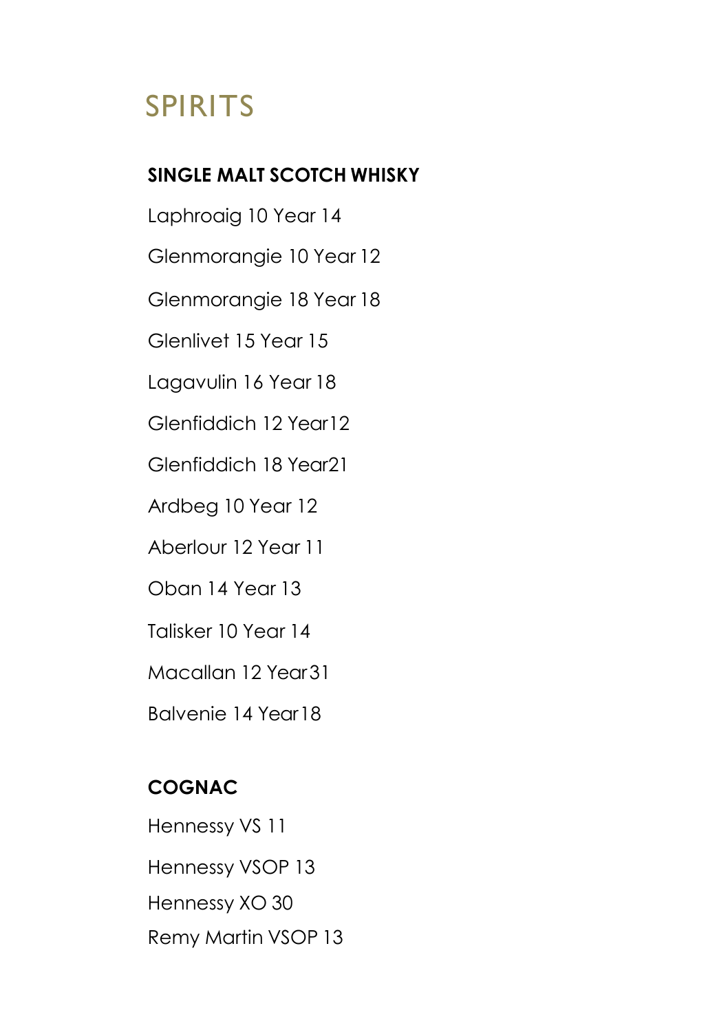# SPIRITS

## SINGLE MALT SCOTCH WHISKY

Laphroaig 10 Year 14

Glenmorangie 10 Year 12

Glenmorangie 18 Year 18

Glenlivet 15 Year 15

Lagavulin 16 Year 18

Glenfiddich 12 Year12

Glenfiddich 18 Year21

Ardbeg 10 Year 12

Aberlour 12 Year 11

Oban 14 Year 13

Talisker 10 Year 14

Macallan 12 Year31

Balvenie 14 Year18

## COGNAC

Hennessy VS 11

Hennessy VSOP 13

Hennessy XO 30

Remy Martin VSOP 13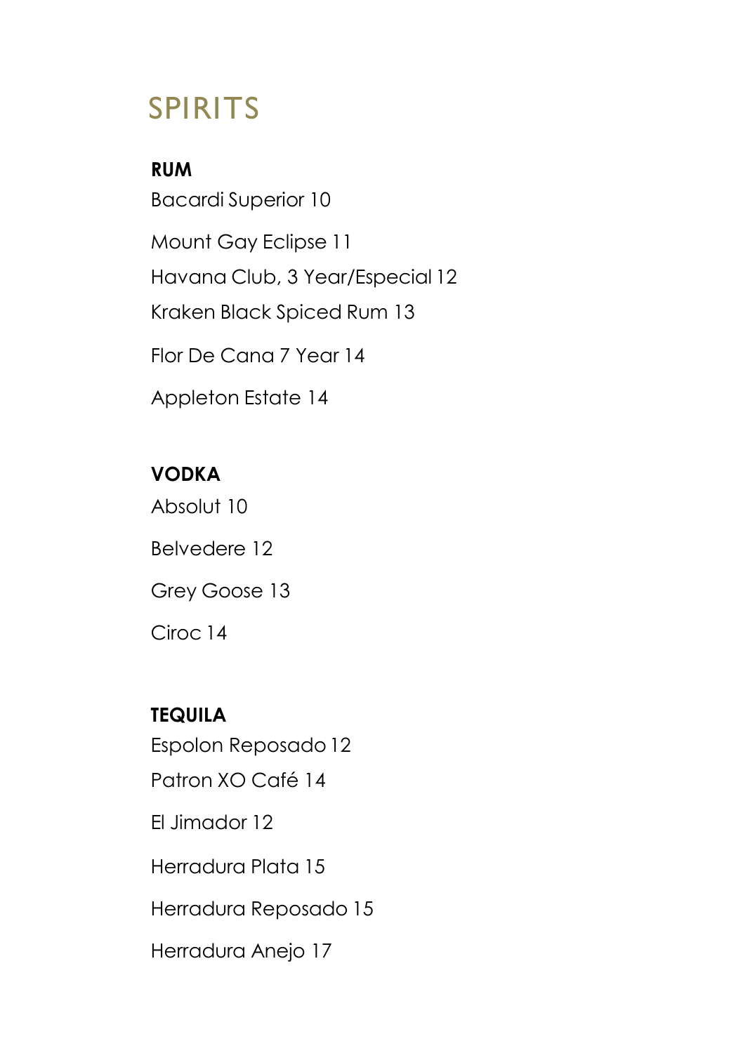# SPIRITS

**RUM**

Bacardi Superior 10

Mount Gay Eclipse 11

Havana Club, 3 Year/Especial 12

Kraken Black Spiced Rum 13

Flor De Cana 7 Year 14

Appleton Estate 14

**VODKA**

Absolut 10

Belvedere 12

Grey Goose 13

Ciroc 14

**TEQUILA**

Espolon Reposado 12

Patron XO Café 14

El Jimador 12

Herradura Plata 15

Herradura Reposado 15

Herradura Anejo 17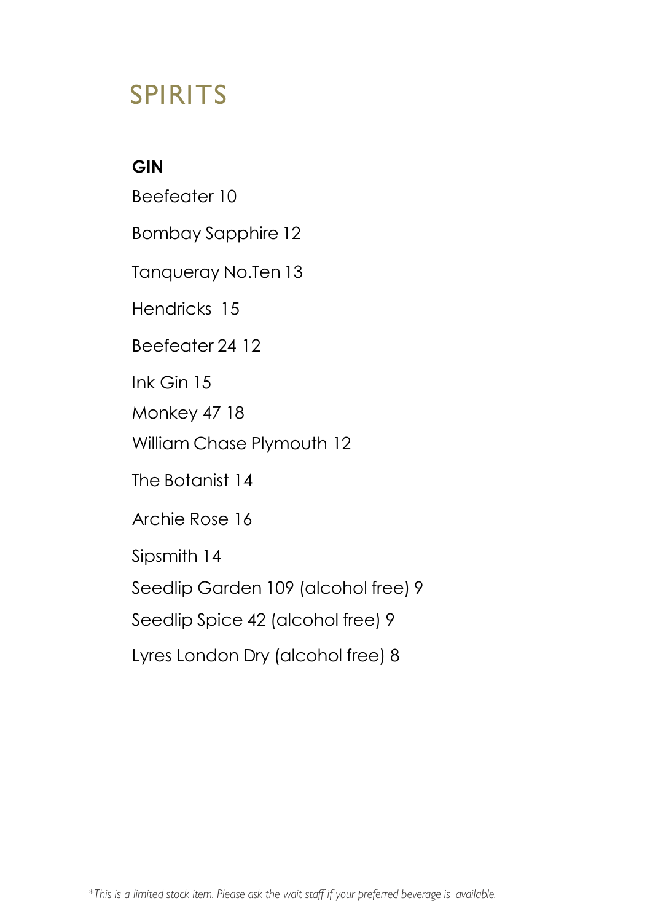# SPIRITS

## GIN

Beefeater 10

Bombay Sapphire 12

Tanqueray No.Ten 13

Hendricks 15

Beefeater 24 12

Ink Gin 15

Monkey 47 18

William Chase Plymouth 12

The Botanist 14

Archie Rose 16

Sipsmith 14

Seedlip Garden 109 (alcohol free) 9

Seedlip Spice 42 (alcohol free) 9

Lyres London Dry (alcohol free) 8

*\*This is a limited stock item. Please ask the wait staff if your preferred beverage is available.*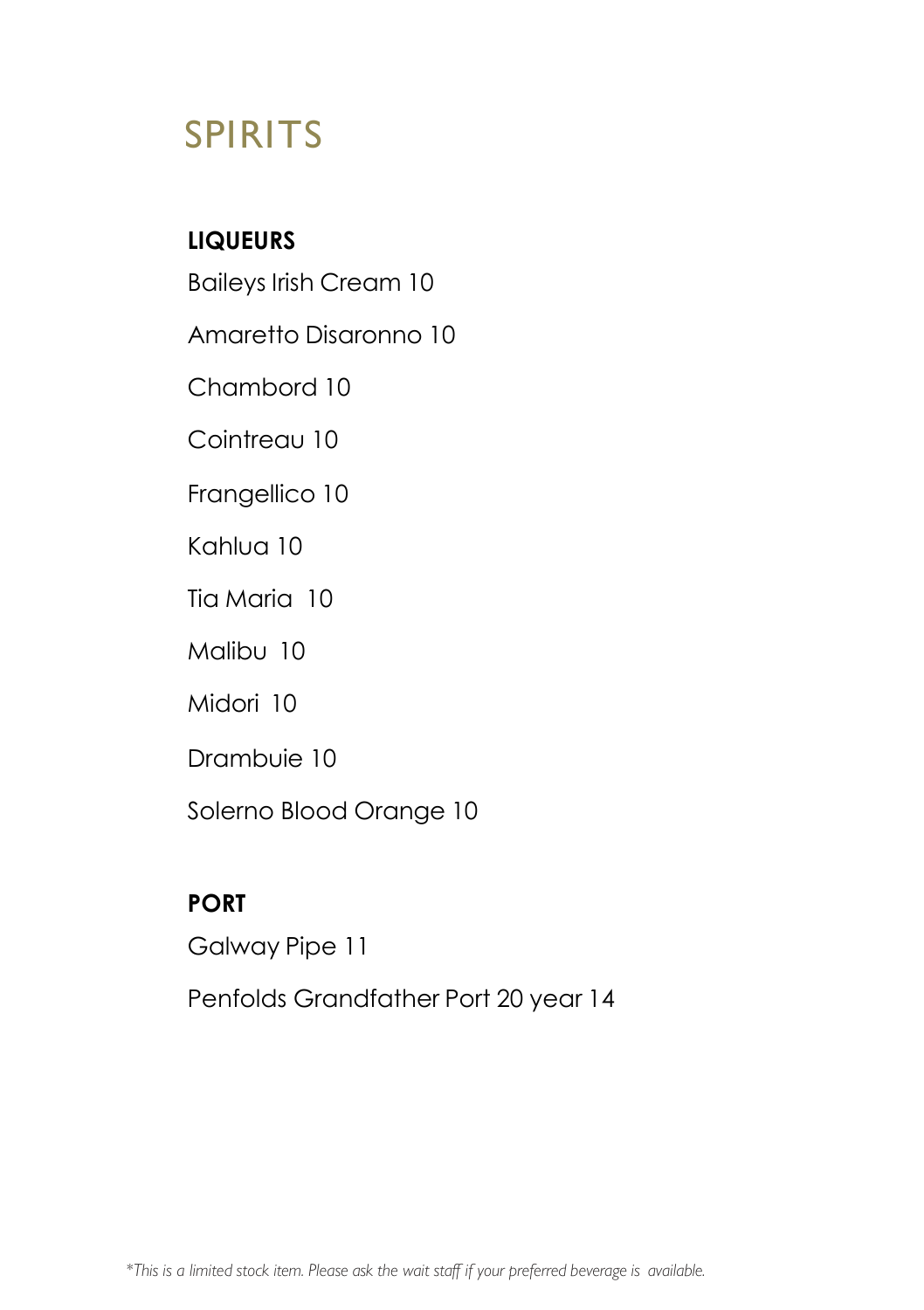# SPIRITS

## LIQUEURS

Baileys Irish Cream 10

Amaretto Disaronno 10

Chambord 10

Cointreau 10

Frangellico 10

Kahlua 10

Tia Maria 10

Malibu 10

Midori 10

Drambuie 10

Solerno Blood Orange 10

## PORT

Galway Pipe 11

Penfolds Grandfather Port 20 year 14

*\*This is a limited stock item. Please ask the wait staff if your preferred beverage is available.*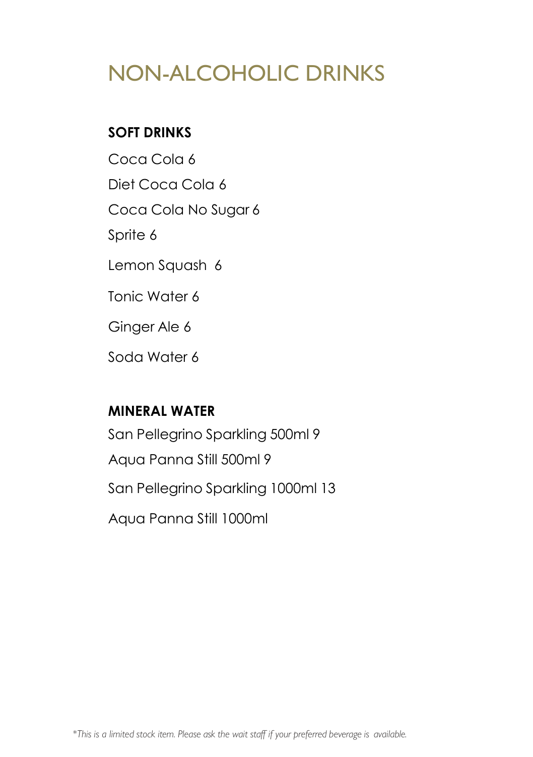# NON-ALCOHOLIC DRINKS

**SOFT DRINKS**

Coca Cola 6

Diet Coca Cola 6

Coca Cola No Sugar 6

Sprite 6

Lemon Squash 6

Tonic Water 6

Ginger Ale 6

Soda Water 6

**MINERAL WATER**

San Pellegrino Sparkling 500ml 9

Aqua Panna Still 500ml 9

San Pellegrino Sparkling 1000ml 13

Aqua Panna Still 1000ml

*\*This is a limited stock item. Please ask the wait staff if your preferred beverage is available.*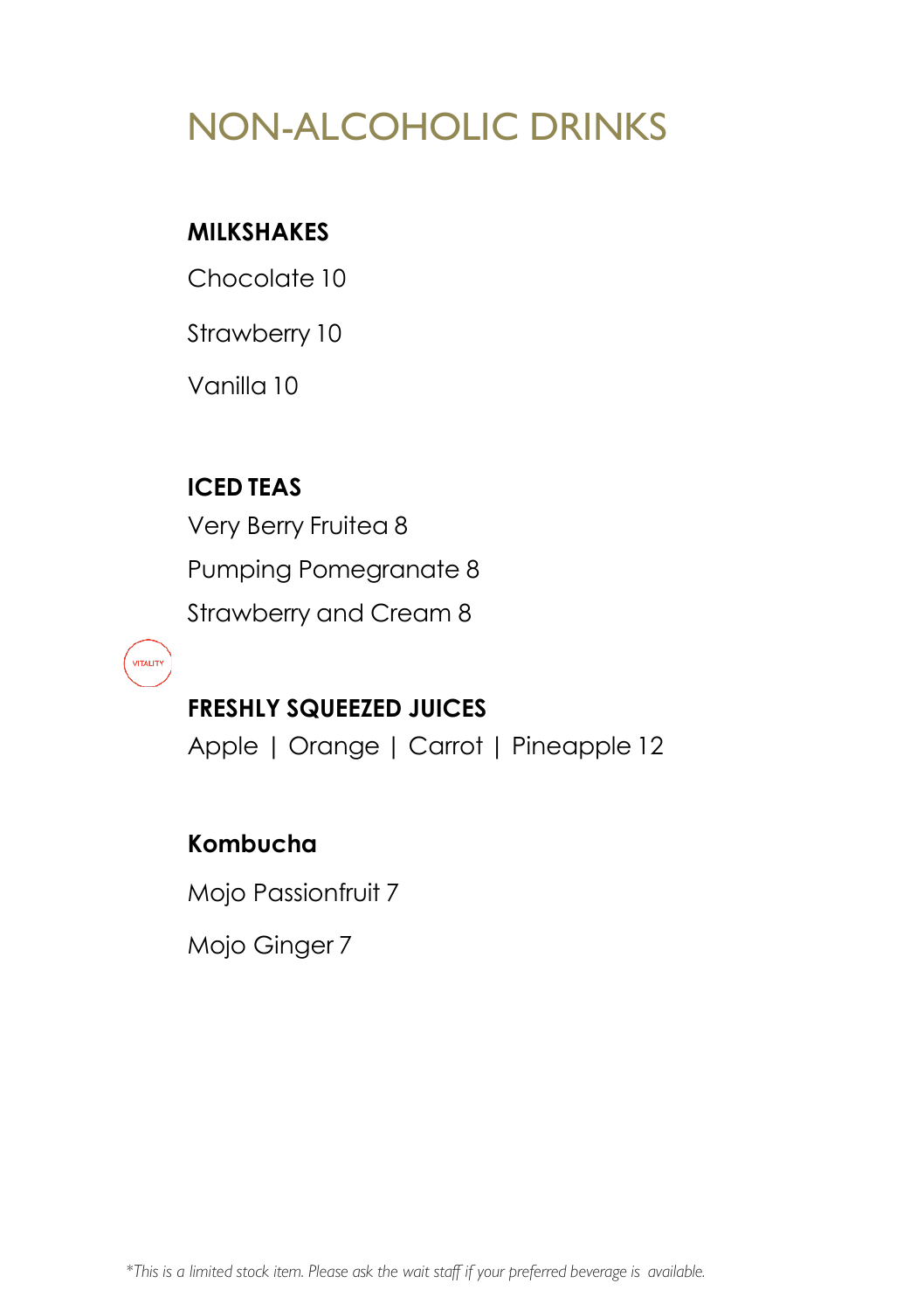# NON-ALCOHOLIC DRINKS

**MILKSHAKES**

Chocolate 10

Strawberry 10

Vanilla 10

**ICED TEAS**

Very Berry Fruitea 8

Pumping Pomegranate 8

Strawberry and Cream 8

VITALITY

**FRESHLY SQUEEZED JUICES**

Apple | Orange | Carrot | Pineapple 12

**Kombucha**

Mojo Passionfruit 7

Mojo Ginger 7

*\*This is a limited stock item. Please ask the wait staff if your preferred beverage is available.*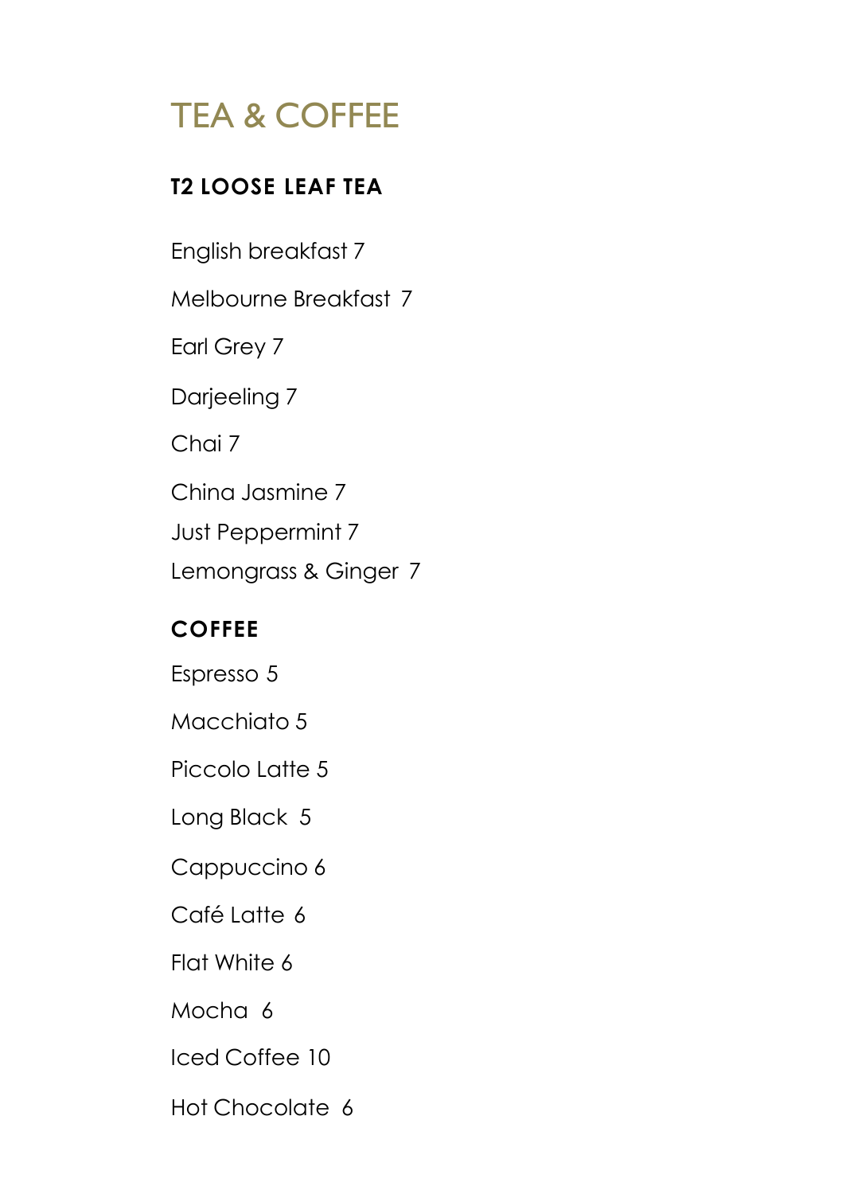# TEA & COFFEE

## T2 LOOSE LEAF TEA

English breakfast 7

Melbourne Breakfast 7

Earl Grey 7

Darjeeling 7

Chai 7

China Jasmine 7

Just Peppermint 7

Lemongrass & Ginger 7

## COFFEE

Espresso 5

Macchiato 5

Piccolo Latte 5

Long Black 5

Cappuccino 6

Café Latte 6

Flat White 6

Mocha 6

Iced Coffee 10

Hot Chocolate 6